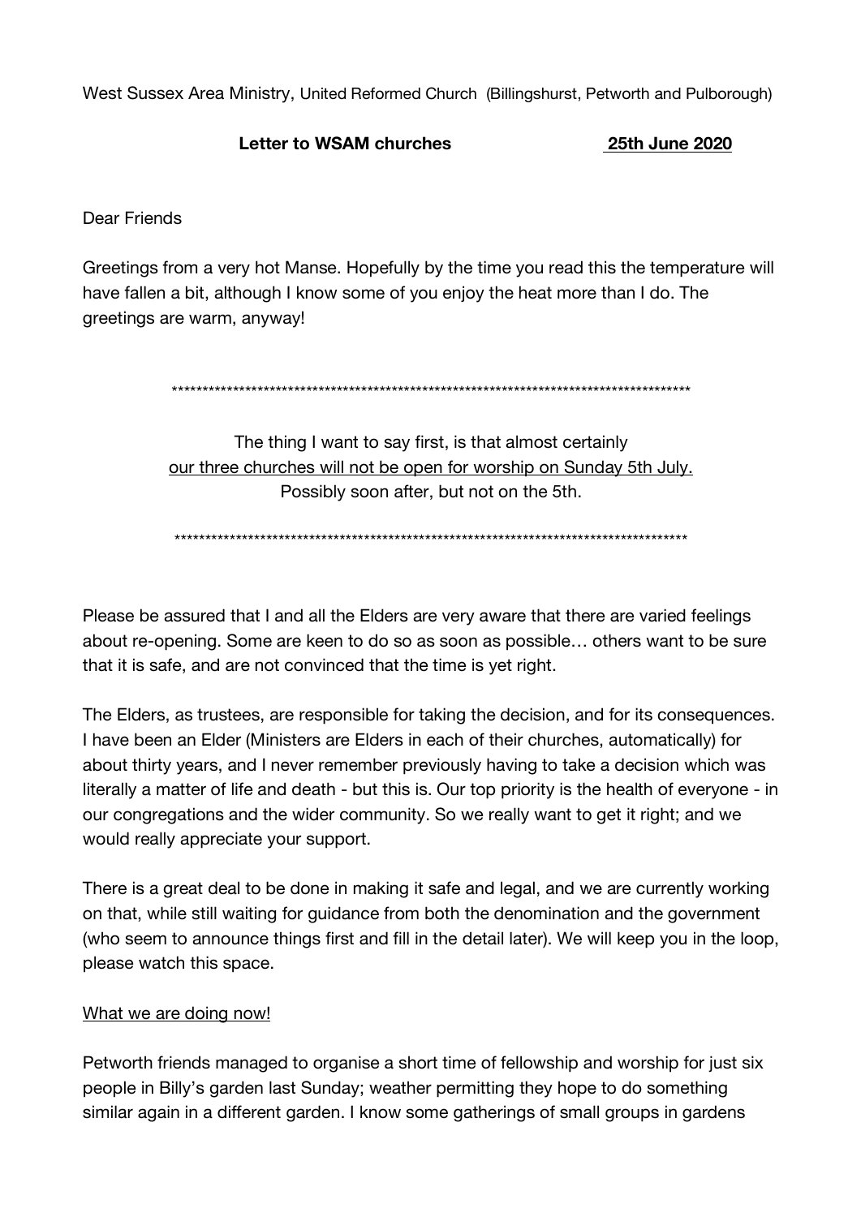West Sussex Area Ministry, United Reformed Church (Billingshurst, Petworth and Pulborough)

**Letter to WSAM churches** **25th June 2020**

Dear Friends

Greetings from a very hot Manse. Hopefully by the time you read this the temperature will have fallen a bit, although I know some of you enjoy the heat more than I do. The greetings are warm, anyway!

*****************************************************************************************

The thing I want to say first, is that almost certainly
<u>our three churches will not be open for worship on Sunday 5th July.</u>
Possibly soon after, but not on the 5th.

*****************************************************************************************

Please be assured that I and all the Elders are very aware that there are varied feelings about re-opening. Some are keen to do so as soon as possible… others want to be sure that it is safe, and are not convinced that the time is yet right.

The Elders, as trustees, are responsible for taking the decision, and for its consequences. I have been an Elder (Ministers are Elders in each of their churches, automatically) for about thirty years, and I never remember previously having to take a decision which was literally a matter of life and death - but this is. Our top priority is the health of everyone - in our congregations and the wider community. So we really want to get it right; and we would really appreciate your support.

There is a great deal to be done in making it safe and legal, and we are currently working on that, while still waiting for guidance from both the denomination and the government (who seem to announce things first and fill in the detail later). We will keep you in the loop, please watch this space.

<u>What we are doing now!</u>

Petworth friends managed to organise a short time of fellowship and worship for just six people in Billy's garden last Sunday; weather permitting they hope to do something similar again in a different garden. I know some gatherings of small groups in gardens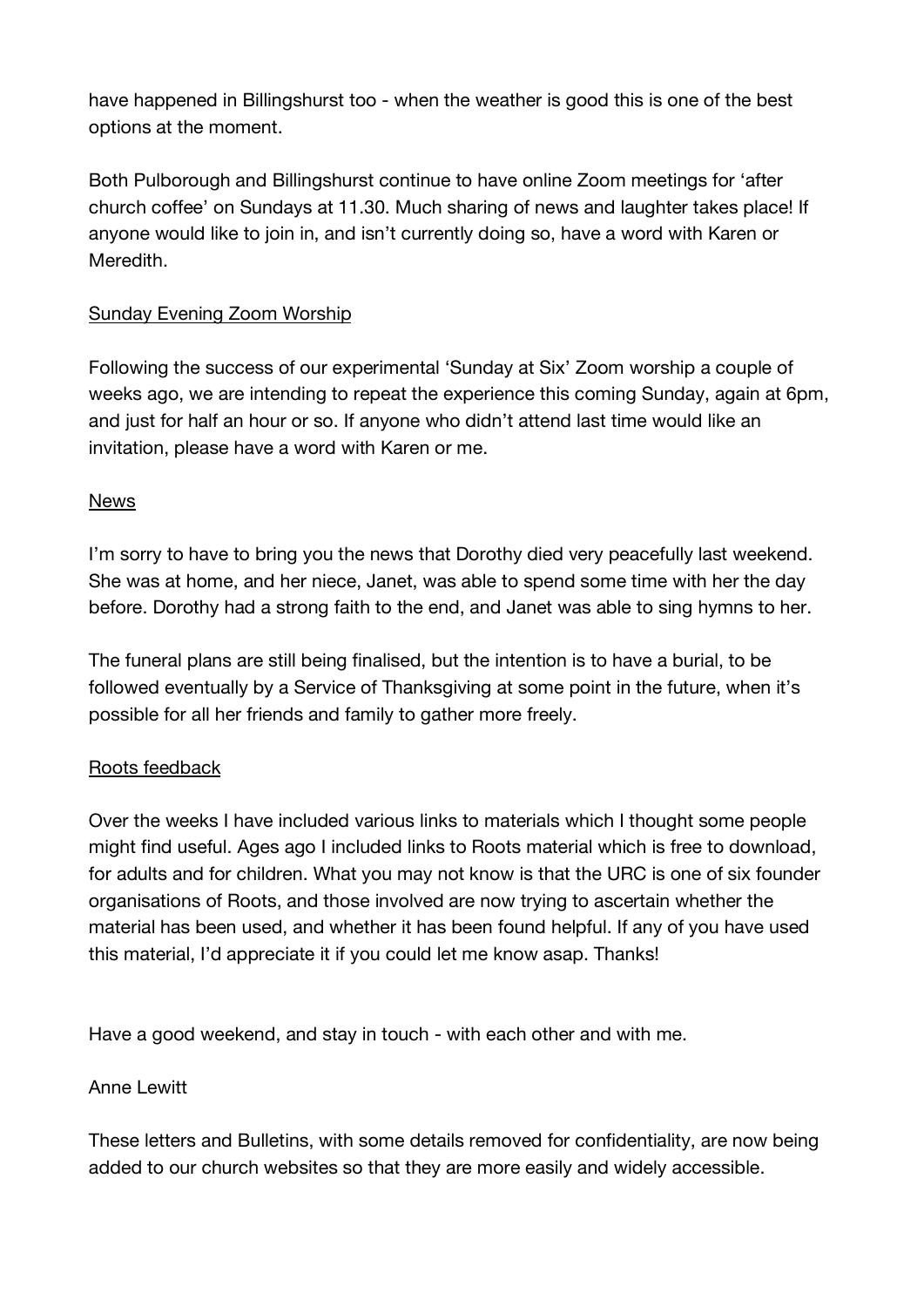have happened in Billingshurst too - when the weather is good this is one of the best options at the moment.

Both Pulborough and Billingshurst continue to have online Zoom meetings for 'after church coffee' on Sundays at 11.30. Much sharing of news and laughter takes place! If anyone would like to join in, and isn't currently doing so, have a word with Karen or Meredith.

<u>Sunday Evening Zoom Worship</u>

Following the success of our experimental 'Sunday at Six' Zoom worship a couple of weeks ago, we are intending to repeat the experience this coming Sunday, again at 6pm, and just for half an hour or so. If anyone who didn't attend last time would like an invitation, please have a word with Karen or me.

<u>News</u>

I'm sorry to have to bring you the news that Dorothy died very peacefully last weekend. She was at home, and her niece, Janet, was able to spend some time with her the day before. Dorothy had a strong faith to the end, and Janet was able to sing hymns to her.

The funeral plans are still being finalised, but the intention is to have a burial, to be followed eventually by a Service of Thanksgiving at some point in the future, when it's possible for all her friends and family to gather more freely.

<u>Roots feedback</u>

Over the weeks I have included various links to materials which I thought some people might find useful. Ages ago I included links to Roots material which is free to download, for adults and for children. What you may not know is that the URC is one of six founder organisations of Roots, and those involved are now trying to ascertain whether the material has been used, and whether it has been found helpful. If any of you have used this material, I'd appreciate it if you could let me know asap. Thanks!

Have a good weekend, and stay in touch - with each other and with me.

Anne Lewitt

These letters and Bulletins, with some details removed for confidentiality, are now being added to our church websites so that they are more easily and widely accessible.